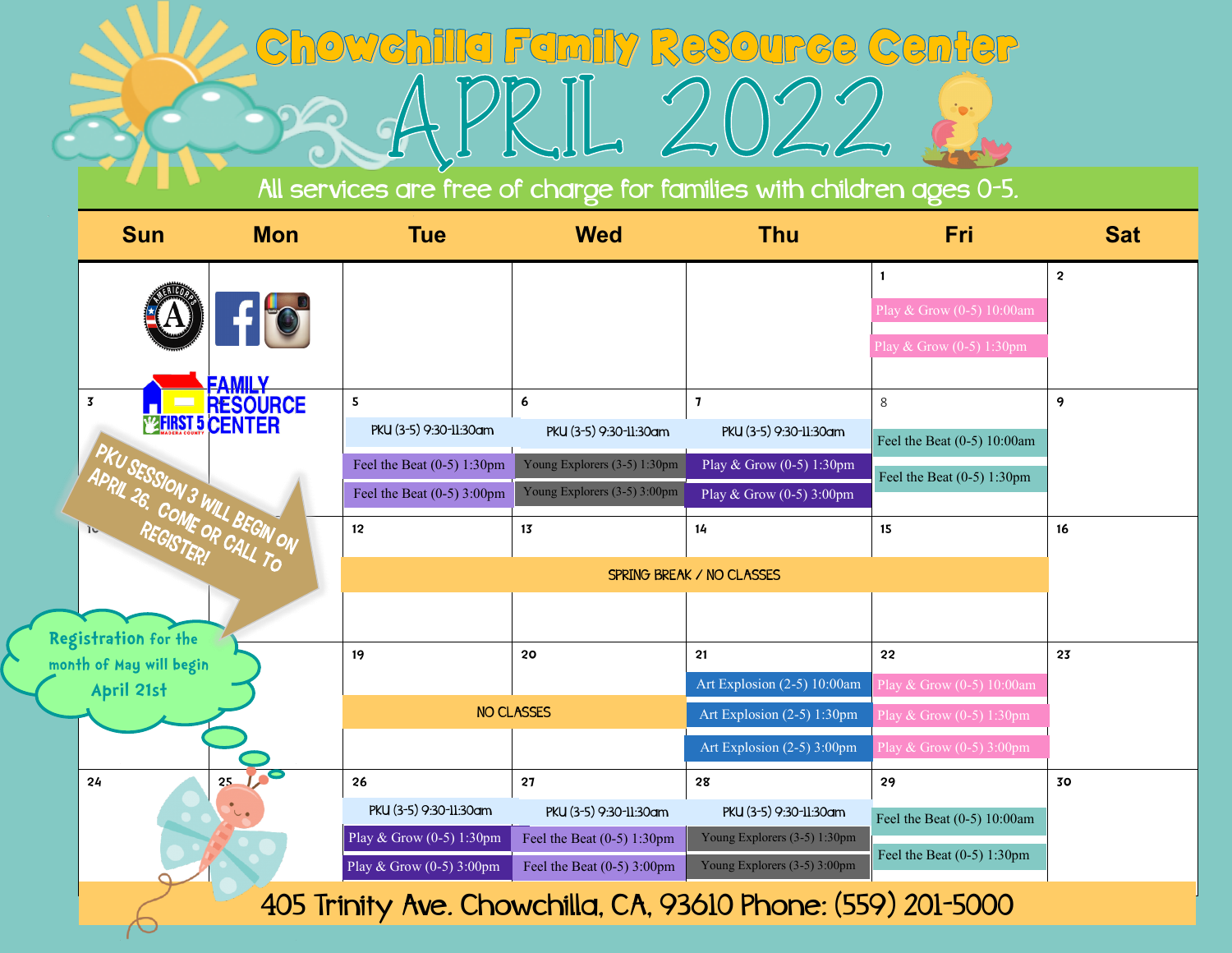# Chowchilla Family Resource Center

# APRIL 2022

All services are free of charge for families with children ages 0-5.

| Sun | Mon | Tue | Wed | Thu | Fri | Sat |
|---|---|---|---|---|---|---|
| | | | | | 1<br>Play & Grow (0-5) 10:00am<br>Play & Grow (0-5) 1:30pm | 2 |
| 3 | | 5<br>PKU (3-5) 9:30-11:30am<br>Feel the Beat (0-5) 1:30pm<br>Feel the Beat (0-5) 3:00pm | 6<br>PKU (3-5) 9:30-11:30am<br>Young Explorers (3-5) 1:30pm<br>Young Explorers (3-5) 3:00pm | 7<br>PKU (3-5) 9:30-11:30am<br>Play & Grow (0-5) 1:30pm<br>Play & Grow (0-5) 3:00pm | 8<br>Feel the Beat (0-5) 10:00am<br>Feel the Beat (0-5) 1:30pm | 9 |
| 10 | | 12<br>SPRING BREAK / NO CLASSES | 13<br>SPRING BREAK / NO CLASSES | 14<br>SPRING BREAK / NO CLASSES | 15<br>SPRING BREAK / NO CLASSES | 16 |
| | | 19<br>NO CLASSES | 20<br>NO CLASSES | 21<br>Art Explosion (2-5) 10:00am<br>Art Explosion (2-5) 1:30pm<br>Art Explosion (2-5) 3:00pm | 22<br>Play & Grow (0-5) 10:00am<br>Play & Grow (0-5) 1:30pm<br>Play & Grow (0-5) 3:00pm | 23 |
| 24 | 25 | 26<br>PKU (3-5) 9:30-11:30am<br>Play & Grow (0-5) 1:30pm<br>Play & Grow (0-5) 3:00pm | 27<br>PKU (3-5) 9:30-11:30am<br>Feel the Beat (0-5) 1:30pm<br>Feel the Beat (0-5) 3:00pm | 28<br>PKU (3-5) 9:30-11:30am<br>Young Explorers (3-5) 1:30pm<br>Young Explorers (3-5) 3:00pm | 29<br>Feel the Beat (0-5) 10:00am<br>Feel the Beat (0-5) 1:30pm | 30 |

FAMILY RESOURCE CENTER

FIRST 5 MADERA COUNTY

PKU SESSION 3 WILL BEGIN ON APRIL 26. COME OR CALL TO REGISTER!

Registration for the month of May will begin April 21st

405 Trinity Ave. Chowchilla, CA, 93610 Phone: (559) 201-5000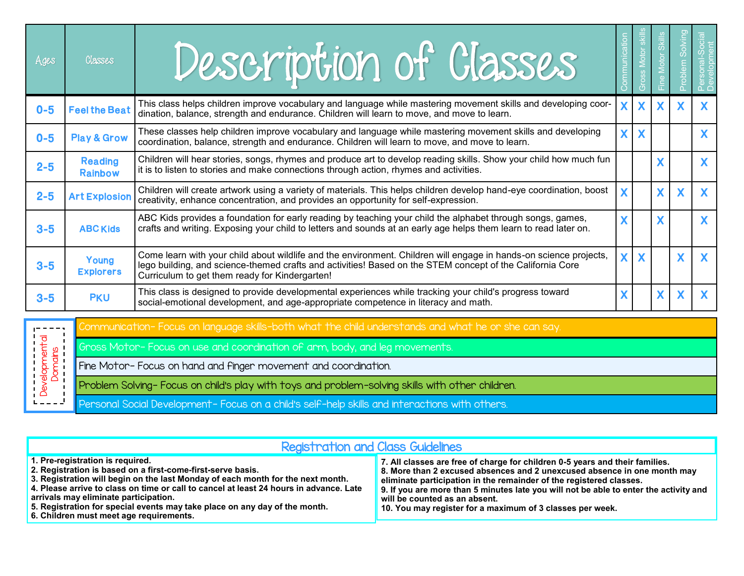| Ages | Classes | Description of Classes | Communication | Gross Motor skills | Fine Motor Skills | Problem Solving | Personal-Social Development |
|---|---|---|---|---|---|---|---|
| 0-5 | Feel the Beat | This class helps children improve vocabulary and language while mastering movement skills and developing coordination, balance, strength and endurance. Children will learn to move, and move to learn. | X | X | X | X | X |
| 0-5 | Play & Grow | These classes help children improve vocabulary and language while mastering movement skills and developing coordination, balance, strength and endurance. Children will learn to move, and move to learn. | X | X | | | X |
| 2-5 | Reading Rainbow | Children will hear stories, songs, rhymes and produce art to develop reading skills. Show your child how much fun it is to listen to stories and make connections through action, rhymes and activities. | | | X | | X |
| 2-5 | Art Explosion | Children will create artwork using a variety of materials. This helps children develop hand-eye coordination, boost creativity, enhance concentration, and provides an opportunity for self-expression. | X | | X | X | X |
| 3-5 | ABC Kids | ABC Kids provides a foundation for early reading by teaching your child the alphabet through songs, games, crafts and writing. Exposing your child to letters and sounds at an early age helps them learn to read later on. | X | | X | | X |
| 3-5 | Young Explorers | Come learn with your child about wildlife and the environment. Children will engage in hands-on science projects, lego building, and science-themed crafts and activities! Based on the STEM concept of the California Core Curriculum to get them ready for Kindergarten! | X | X | | X | X |
| 3-5 | PKU | This class is designed to provide developmental experiences while tracking your child's progress toward social-emotional development, and age-appropriate competence in literacy and math. | X | | X | X | X |

**Developmental Domains**

- Communication- Focus on language skills-both what the child understands and what he or she can say.
- Gross Motor- Focus on use and coordination of arm, body, and leg movements.
- Fine Motor- Focus on hand and finger movement and coordination.
- Problem Solving- Focus on child's play with toys and problem-solving skills with other children.
- Personal Social Development- Focus on a child's self-help skills and interactions with others.

## Registration and Class Guidelines

1. **Pre-registration is required.**
2. **Registration is based on a first-come-first-serve basis.**
3. **Registration will begin on the last Monday of each month for the next month.**
4. **Please arrive to class on time or call to cancel at least 24 hours in advance. Late arrivals may eliminate participation.**
5. **Registration for special events may take place on any day of the month.**
6. **Children must meet age requirements.**
7. **All classes are free of charge for children 0-5 years and their families.**
8. **More than 2 excused absences and 2 unexcused absence in one month may eliminate participation in the remainder of the registered classes.**
9. **If you are more than 5 minutes late you will not be able to enter the activity and will be counted as an absent.**
10. **You may register for a maximum of 3 classes per week.**